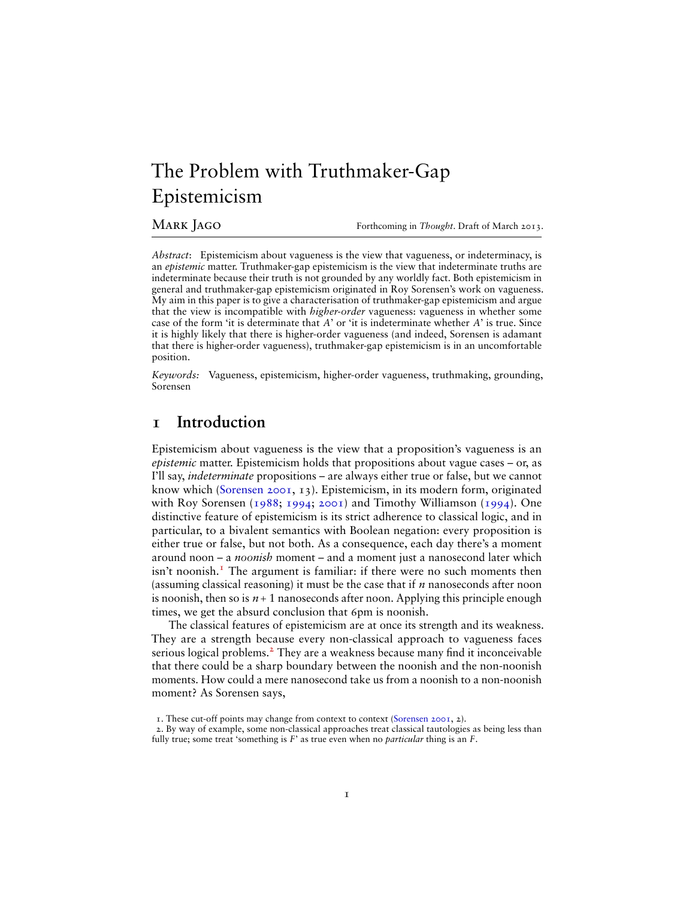# The Problem with Truthmaker-Gap Epistemicism

Mark Jago

Forthcoming in *Thought*. Draft of March 2013.

*Abstract*: Epistemicism about vagueness is the view that vagueness, or indeterminacy, is an *epistemic* matter. Truthmaker-gap epistemicism is the view that indeterminate truths are indeterminate because their truth is not grounded by any worldly fact. Both epistemicism in general and truthmaker-gap epistemicism originated in Roy Sorensen's work on vagueness. My aim in this paper is to give a characterisation of truthmaker-gap epistemicism and argue that the view is incompatible with *higher-order* vagueness: vagueness in whether some case of the form 'it is determinate that *A*' or 'it is indeterminate whether *A*' is true. Since it is highly likely that there is higher-order vagueness (and indeed, Sorensen is adamant that there is higher-order vagueness), truthmaker-gap epistemicism is in an uncomfortable position.

*Keywords:* Vagueness, epistemicism, higher-order vagueness, truthmaking, grounding, Sorensen

## 1 Introduction

Epistemicism about vagueness is the view that a proposition's vagueness is an *epistemic* matter. Epistemicism holds that propositions about vague cases – or, as I'll say, *indeterminate* propositions – are always either true or false, but we cannot know which (Sorensen 2001, 13). Epistemicism, in its modern form, originated with Roy Sorensen (1988; 1994; 2001) and Timothy Williamson (1994). One distinctive feature of epistemicism is its strict adherence to classical logic, and in particular, to a bivalent semantics with Boolean negation: every proposition is either true or false, but not both. As a consequence, each day there's a moment around noon – a *noonish* moment – and a moment just a nanosecond later which isn't noonish.[1] The argument is familiar: if there were no such moments then (assuming classical reasoning) it must be the case that if $n$ nanoseconds after noon is noonish, then so is $n+1$ nanoseconds after noon. Applying this principle enough times, we get the absurd conclusion that 6pm is noonish.

The classical features of epistemicism are at once its strength and its weakness. They are a strength because every non-classical approach to vagueness faces serious logical problems.[2] They are a weakness because many find it inconceivable that there could be a sharp boundary between the noonish and the non-noonish moments. How could a mere nanosecond take us from a noonish to a non-noonish moment? As Sorensen says,

1. These cut-off points may change from context to context (Sorensen 2001, 2).

2. By way of example, some non-classical approaches treat classical tautologies as being less than fully true; some treat 'something is *F*' as true even when no *particular* thing is an *F*.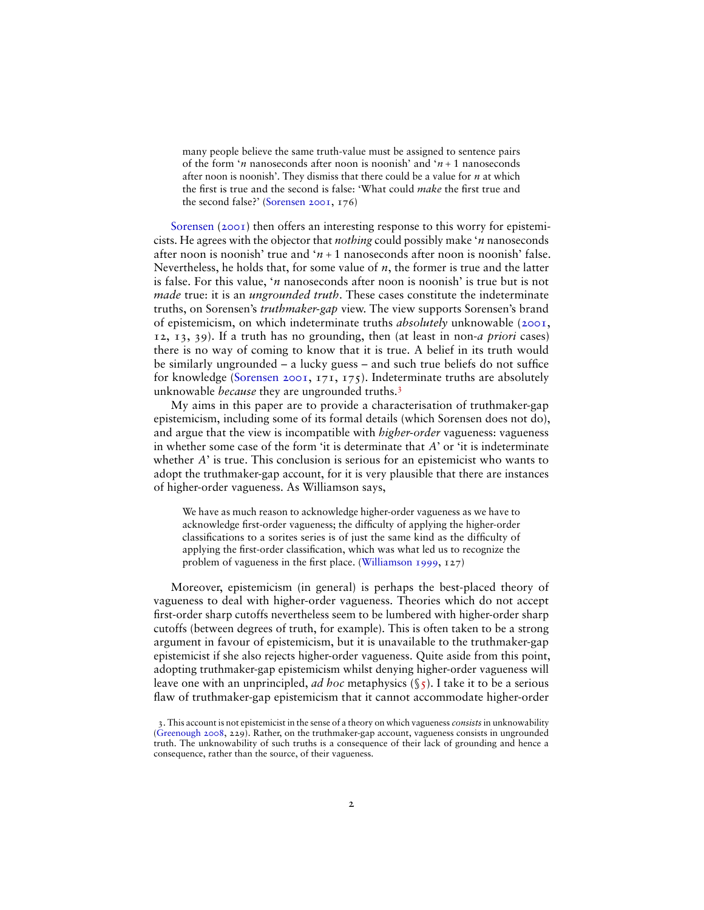> many people believe the same truth-value must be assigned to sentence pairs of the form '$n$ nanoseconds after noon is noonish' and '$n + 1$ nanoseconds after noon is noonish'. They dismiss that there could be a value for $n$ at which the first is true and the second is false: 'What could *make* the first true and the second false?' (Sorensen 2001, 176)

Sorensen (2001) then offers an interesting response to this worry for epistemicists. He agrees with the objector that *nothing* could possibly make '$n$ nanoseconds after noon is noonish' true and '$n + 1$ nanoseconds after noon is noonish' false. Nevertheless, he holds that, for some value of $n$, the former is true and the latter is false. For this value, '$n$ nanoseconds after noon is noonish' is true but is not *made* true: it is an *ungrounded truth*. These cases constitute the indeterminate truths, on Sorensen's *truthmaker-gap* view. The view supports Sorensen's brand of epistemicism, on which indeterminate truths *absolutely* unknowable (2001, 12, 13, 39). If a truth has no grounding, then (at least in non-*a priori* cases) there is no way of coming to know that it is true. A belief in its truth would be similarly ungrounded – a lucky guess – and such true beliefs do not suffice for knowledge (Sorensen 2001, 171, 175). Indeterminate truths are absolutely unknowable *because* they are ungrounded truths.[3]

My aims in this paper are to provide a characterisation of truthmaker-gap epistemicism, including some of its formal details (which Sorensen does not do), and argue that the view is incompatible with *higher-order* vagueness: vagueness in whether some case of the form 'it is determinate that $A$' or 'it is indeterminate whether $A$' is true. This conclusion is serious for an epistemicist who wants to adopt the truthmaker-gap account, for it is very plausible that there are instances of higher-order vagueness. As Williamson says,

> We have as much reason to acknowledge higher-order vagueness as we have to acknowledge first-order vagueness; the difficulty of applying the higher-order classifications to a sorites series is of just the same kind as the difficulty of applying the first-order classification, which was what led us to recognize the problem of vagueness in the first place. (Williamson 1999, 127)

Moreover, epistemicism (in general) is perhaps the best-placed theory of vagueness to deal with higher-order vagueness. Theories which do not accept first-order sharp cutoffs nevertheless seem to be lumbered with higher-order sharp cutoffs (between degrees of truth, for example). This is often taken to be a strong argument in favour of epistemicism, but it is unavailable to the truthmaker-gap epistemicist if she also rejects higher-order vagueness. Quite aside from this point, adopting truthmaker-gap epistemicism whilst denying higher-order vagueness will leave one with an unprincipled, *ad hoc* metaphysics (§5). I take it to be a serious flaw of truthmaker-gap epistemicism that it cannot accommodate higher-order

3. This account is not epistemicist in the sense of a theory on which vagueness *consists* in unknowability (Greenough 2008, 229). Rather, on the truthmaker-gap account, vagueness consists in ungrounded truth. The unknowability of such truths is a consequence of their lack of grounding and hence a consequence, rather than the source, of their vagueness.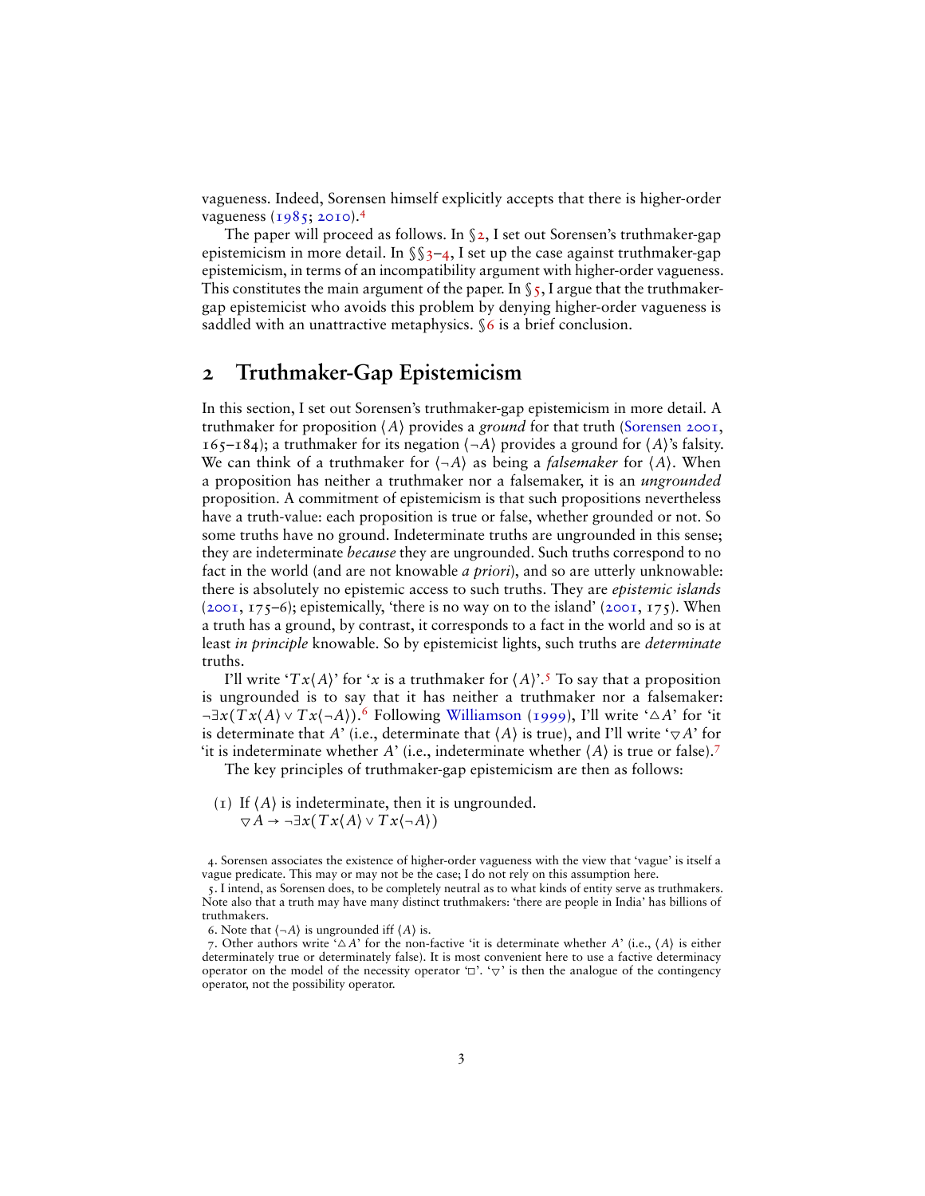vagueness. Indeed, Sorensen himself explicitly accepts that there is higher-order vagueness (1985; 2010).[4]

The paper will proceed as follows. In §2, I set out Sorensen's truthmaker-gap epistemicism in more detail. In §§3–4, I set up the case against truthmaker-gap epistemicism, in terms of an incompatibility argument with higher-order vagueness. This constitutes the main argument of the paper. In §5, I argue that the truthmaker-gap epistemicist who avoids this problem by denying higher-order vagueness is saddled with an unattractive metaphysics. §6 is a brief conclusion.

## 2 Truthmaker-Gap Epistemicism

In this section, I set out Sorensen's truthmaker-gap epistemicism in more detail. A truthmaker for proposition $\langle A \rangle$ provides a *ground* for that truth (Sorensen 2001, 165–184); a truthmaker for its negation $\langle \neg A \rangle$ provides a ground for $\langle A \rangle$'s falsity. We can think of a truthmaker for $\langle \neg A \rangle$ as being a *falsemaker* for $\langle A \rangle$. When a proposition has neither a truthmaker nor a falsemaker, it is an *ungrounded* proposition. A commitment of epistemicism is that such propositions nevertheless have a truth-value: each proposition is true or false, whether grounded or not. So some truths have no ground. Indeterminate truths are ungrounded in this sense; they are indeterminate *because* they are ungrounded. Such truths correspond to no fact in the world (and are not knowable *a priori*), and so are utterly unknowable: there is absolutely no epistemic access to such truths. They are *epistemic islands* (2001, 175–6); epistemically, 'there is no way on to the island' (2001, 175). When a truth has a ground, by contrast, it corresponds to a fact in the world and so is at least *in principle* knowable. So by epistemicist lights, such truths are *determinate* truths.

I'll write '$Tx\langle A \rangle$' for '$x$ is a truthmaker for $\langle A \rangle$'.[5] To say that a proposition is ungrounded is to say that it has neither a truthmaker nor a falsemaker: $\neg\exists x(Tx\langle A \rangle \vee Tx\langle \neg A \rangle)$.[6] Following Williamson (1999), I'll write '$\vartriangle A$' for 'it is determinate that $A$' (i.e., determinate that $\langle A \rangle$ is true), and I'll write '$\triangledown A$' for 'it is indeterminate whether $A$' (i.e., indeterminate whether $\langle A \rangle$ is true or false).[7]

The key principles of truthmaker-gap epistemicism are then as follows:

(1) If $\langle A \rangle$ is indeterminate, then it is ungrounded.
$\triangledown A \rightarrow \neg\exists x(Tx\langle A \rangle \vee Tx\langle \neg A \rangle)$

4. Sorensen associates the existence of higher-order vagueness with the view that 'vague' is itself a vague predicate. This may or may not be the case; I do not rely on this assumption here.

5. I intend, as Sorensen does, to be completely neutral as to what kinds of entity serve as truthmakers. Note also that a truth may have many distinct truthmakers: 'there are people in India' has billions of truthmakers.

6. Note that $\langle \neg A \rangle$ is ungrounded iff $\langle A \rangle$ is.

7. Other authors write '$\vartriangle A$' for the non-factive 'it is determinate whether $A$' (i.e., $\langle A \rangle$ is either determinately true or determinately false). It is most convenient here to use a factive determinacy operator on the model of the necessity operator '$\Box$'. '$\triangledown$' is then the analogue of the contingency operator, not the possibility operator.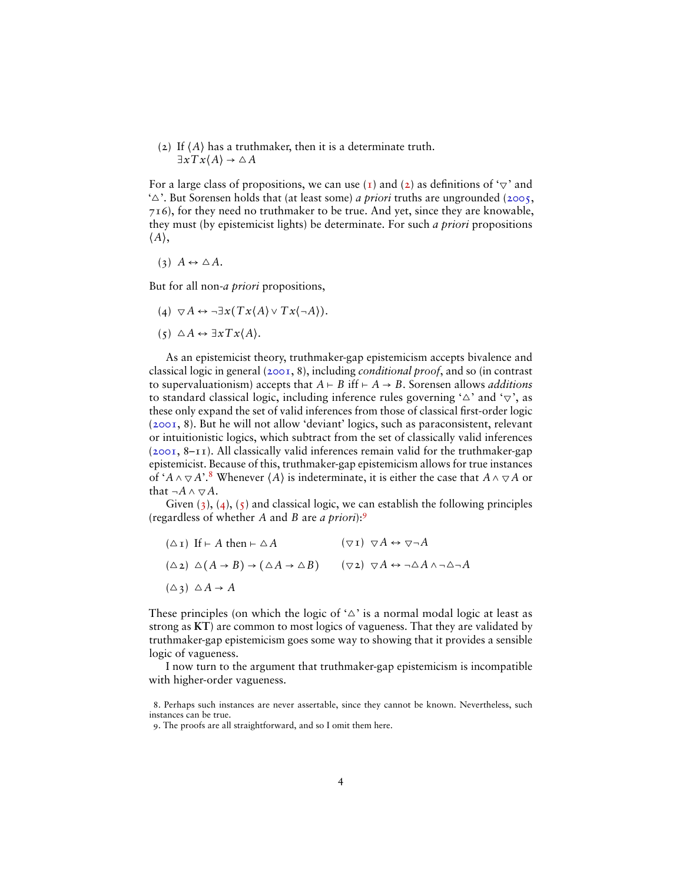(2) If $\langle A \rangle$ has a truthmaker, then it is a determinate truth.
$\exists x T x \langle A \rangle \to \vartriangle A$

For a large class of propositions, we can use (1) and (2) as definitions of '$\triangledown$' and '$\vartriangle$'. But Sorensen holds that (at least some) *a priori* truths are ungrounded (2005, 716), for they need no truthmaker to be true. And yet, since they are knowable, they must (by epistemicist lights) be determinate. For such *a priori* propositions $\langle A \rangle$,

(3) $A \leftrightarrow \vartriangle A$.

But for all non-*a priori* propositions,

(4) $\triangledown A \leftrightarrow \neg \exists x (T x \langle A \rangle \vee T x \langle \neg A \rangle)$.

(5) $\vartriangle A \leftrightarrow \exists x T x \langle A \rangle$.

As an epistemicist theory, truthmaker-gap epistemicism accepts bivalence and classical logic in general (2001, 8), including *conditional proof*, and so (in contrast to supervaluationism) accepts that $A \vdash B$ iff $\vdash A \to B$. Sorensen allows *additions* to standard classical logic, including inference rules governing '$\vartriangle$' and '$\triangledown$', as these only expand the set of valid inferences from those of classical first-order logic (2001, 8). But he will not allow 'deviant' logics, such as paraconsistent, relevant or intuitionistic logics, which subtract from the set of classically valid inferences (2001, 8–11). All classically valid inferences remain valid for the truthmaker-gap epistemicist. Because of this, truthmaker-gap epistemicism allows for true instances of '$A \wedge \triangledown A$'.[8] Whenever $\langle A \rangle$ is indeterminate, it is either the case that $A \wedge \triangledown A$ or that $\neg A \wedge \triangledown A$.

Given (3), (4), (5) and classical logic, we can establish the following principles (regardless of whether $A$ and $B$ are *a priori*):[9]

($\vartriangle$1) If $\vdash A$ then $\vdash \vartriangle A$

($\vartriangle$2) $\vartriangle (A \to B) \to (\vartriangle A \to \vartriangle B)$

($\vartriangle$3) $\vartriangle A \to A$

($\triangledown$1) $\triangledown A \leftrightarrow \triangledown \neg A$

($\triangledown$2) $\triangledown A \leftrightarrow \neg \vartriangle A \wedge \neg \vartriangle \neg A$

These principles (on which the logic of '$\vartriangle$' is a normal modal logic at least as strong as **KT**) are common to most logics of vagueness. That they are validated by truthmaker-gap epistemicism goes some way to showing that it provides a sensible logic of vagueness.

I now turn to the argument that truthmaker-gap epistemicism is incompatible with higher-order vagueness.

8. Perhaps such instances are never assertable, since they cannot be known. Nevertheless, such instances can be true.

9. The proofs are all straightforward, and so I omit them here.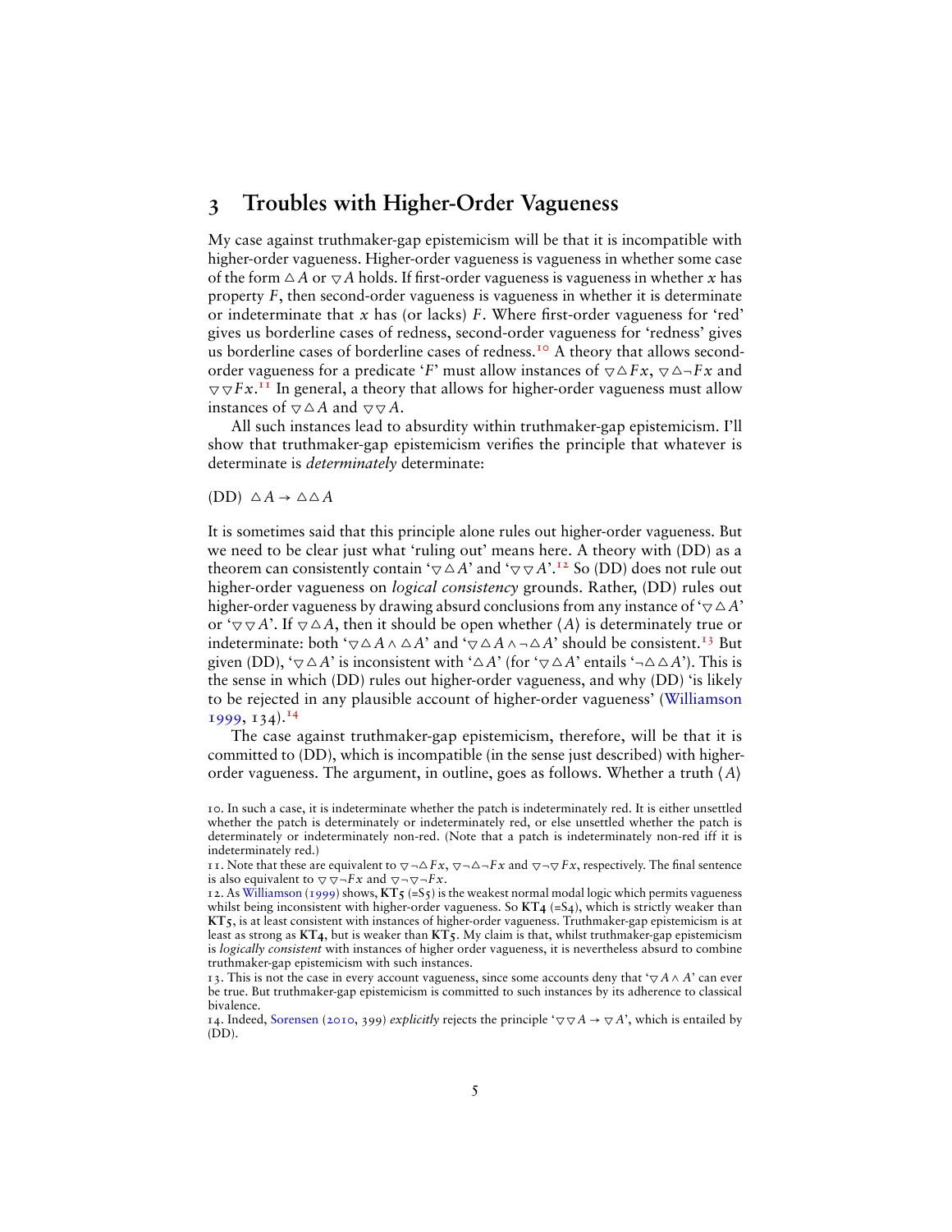## 3 Troubles with Higher-Order Vagueness

My case against truthmaker-gap epistemicism will be that it is incompatible with higher-order vagueness. Higher-order vagueness is vagueness in whether some case of the form $\vartriangle A$ or $\triangledown A$ holds. If first-order vagueness is vagueness in whether $x$ has property $F$, then second-order vagueness is vagueness in whether it is determinate or indeterminate that $x$ has (or lacks) $F$. Where first-order vagueness for 'red' gives us borderline cases of redness, second-order vagueness for 'redness' gives us borderline cases of borderline cases of redness.[10] A theory that allows second-order vagueness for a predicate '$F$' must allow instances of $\triangledown \vartriangle Fx$, $\triangledown \vartriangle \neg Fx$ and $\triangledown \triangledown Fx$.[11] In general, a theory that allows for higher-order vagueness must allow instances of $\triangledown \vartriangle A$ and $\triangledown \triangledown A$.

All such instances lead to absurdity within truthmaker-gap epistemicism. I'll show that truthmaker-gap epistemicism verifies the principle that whatever is determinate is *determinately* determinate:

(DD) $\vartriangle A \rightarrow \vartriangle \vartriangle A$

It is sometimes said that this principle alone rules out higher-order vagueness. But we need to be clear just what 'ruling out' means here. A theory with (DD) as a theorem can consistently contain '$\triangledown \vartriangle A$' and '$\triangledown \triangledown A$'.[12] So (DD) does not rule out higher-order vagueness on *logical consistency* grounds. Rather, (DD) rules out higher-order vagueness by drawing absurd conclusions from any instance of '$\triangledown \vartriangle A$' or '$\triangledown \triangledown A$'. If $\triangledown \vartriangle A$, then it should be open whether $\langle A \rangle$ is determinately true or indeterminate: both '$\triangledown \vartriangle A \wedge \vartriangle A$' and '$\triangledown \vartriangle A \wedge \neg \vartriangle A$' should be consistent.[13] But given (DD), '$\triangledown \vartriangle A$' is inconsistent with '$\vartriangle A$' (for '$\triangledown \vartriangle A$' entails '$\neg \vartriangle \vartriangle A$'). This is the sense in which (DD) rules out higher-order vagueness, and why (DD) 'is likely to be rejected in any plausible account of higher-order vagueness' (Williamson 1999, 134).[14]

The case against truthmaker-gap epistemicism, therefore, will be that it is committed to (DD), which is incompatible (in the sense just described) with higher-order vagueness. The argument, in outline, goes as follows. Whether a truth $\langle A \rangle$

---

10. In such a case, it is indeterminate whether the patch is indeterminately red. It is either unsettled whether the patch is determinately or indeterminately red, or else unsettled whether the patch is determinately or indeterminately non-red. (Note that a patch is indeterminately non-red iff it is indeterminately red.)

11. Note that these are equivalent to $\triangledown \neg \vartriangle Fx$, $\triangledown \neg \vartriangle \neg Fx$ and $\triangledown \neg \triangledown Fx$, respectively. The final sentence is also equivalent to $\triangledown \triangledown \neg Fx$ and $\triangledown \neg \triangledown \neg Fx$.

12. As Williamson (1999) shows, **KT5** (=S5) is the weakest normal modal logic which permits vagueness whilst being inconsistent with higher-order vagueness. So **KT4** (=S4), which is strictly weaker than **KT5**, is at least consistent with instances of higher-order vagueness. Truthmaker-gap epistemicism is at least as strong as **KT4**, but is weaker than **KT5**. My claim is that, whilst truthmaker-gap epistemicism is *logically consistent* with instances of higher order vagueness, it is nevertheless absurd to combine truthmaker-gap epistemicism with such instances.

13. This is not the case in every account vagueness, since some accounts deny that '$\triangledown A \wedge A$' can ever be true. But truthmaker-gap epistemicism is committed to such instances by its adherence to classical bivalence.

14. Indeed, Sorensen (2010, 399) *explicitly* rejects the principle '$\triangledown \triangledown A \rightarrow \triangledown A$', which is entailed by (DD).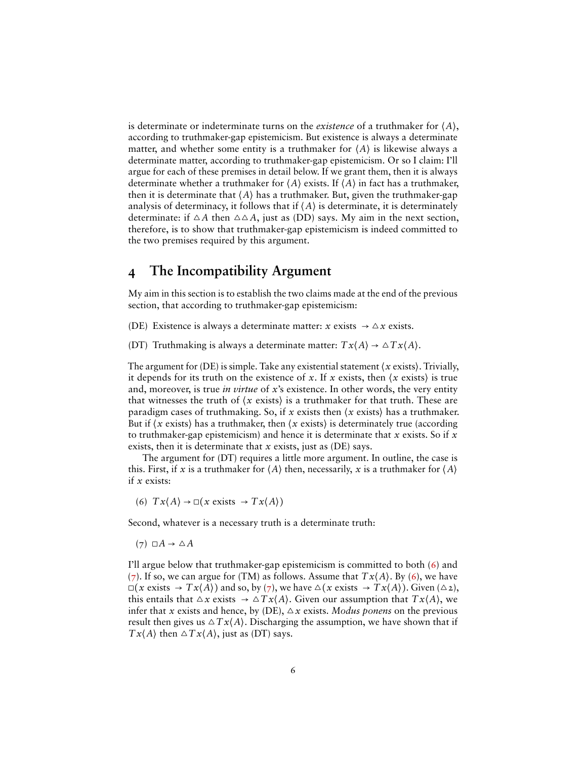is determinate or indeterminate turns on the *existence* of a truthmaker for $\langle A \rangle$, according to truthmaker-gap epistemicism. But existence is always a determinate matter, and whether some entity is a truthmaker for $\langle A \rangle$ is likewise always a determinate matter, according to truthmaker-gap epistemicism. Or so I claim: I'll argue for each of these premises in detail below. If we grant them, then it is always determinate whether a truthmaker for $\langle A \rangle$ exists. If $\langle A \rangle$ in fact has a truthmaker, then it is determinate that $\langle A \rangle$ has a truthmaker. But, given the truthmaker-gap analysis of determinacy, it follows that if $\langle A \rangle$ is determinate, it is determinately determinate: if $\triangle A$ then $\triangle\triangle A$, just as (DD) says. My aim in the next section, therefore, is to show that truthmaker-gap epistemicism is indeed committed to the two premises required by this argument.

## 4 The Incompatibility Argument

My aim in this section is to establish the two claims made at the end of the previous section, that according to truthmaker-gap epistemicism:

(DE) Existence is always a determinate matter: $x$ exists $\rightarrow \triangle x$ exists.

(DT) Truthmaking is always a determinate matter: $Tx\langle A \rangle \rightarrow \triangle Tx\langle A \rangle$.

The argument for (DE) is simple. Take any existential statement $\langle x$ exists$\rangle$. Trivially, it depends for its truth on the existence of $x$. If $x$ exists, then $\langle x$ exists$\rangle$ is true and, moreover, is true *in virtue* of $x$'s existence. In other words, the very entity that witnesses the truth of $\langle x$ exists$\rangle$ is a truthmaker for that truth. These are paradigm cases of truthmaking. So, if $x$ exists then $\langle x$ exists$\rangle$ has a truthmaker. But if $\langle x$ exists$\rangle$ has a truthmaker, then $\langle x$ exists$\rangle$ is determinately true (according to truthmaker-gap epistemicism) and hence it is determinate that $x$ exists. So if $x$ exists, then it is determinate that $x$ exists, just as (DE) says.

The argument for (DT) requires a little more argument. In outline, the case is this. First, if $x$ is a truthmaker for $\langle A \rangle$ then, necessarily, $x$ is a truthmaker for $\langle A \rangle$ if $x$ exists:

(6) $Tx\langle A \rangle \rightarrow \Box(x \text{ exists } \rightarrow Tx\langle A \rangle)$

Second, whatever is a necessary truth is a determinate truth:

(7) $\Box A \rightarrow \triangle A$

I'll argue below that truthmaker-gap epistemicism is committed to both (6) and (7). If so, we can argue for (TM) as follows. Assume that $Tx\langle A \rangle$. By (6), we have $\Box(x \text{ exists } \rightarrow Tx\langle A \rangle)$ and so, by (7), we have $\triangle(x \text{ exists } \rightarrow Tx\langle A \rangle)$. Given ($\triangle$2), this entails that $\triangle x \text{ exists } \rightarrow \triangle Tx\langle A \rangle$. Given our assumption that $Tx\langle A \rangle$, we infer that $x$ exists and hence, by (DE), $\triangle x$ exists. *Modus ponens* on the previous result then gives us $\triangle Tx\langle A \rangle$. Discharging the assumption, we have shown that if $Tx\langle A \rangle$ then $\triangle Tx\langle A \rangle$, just as (DT) says.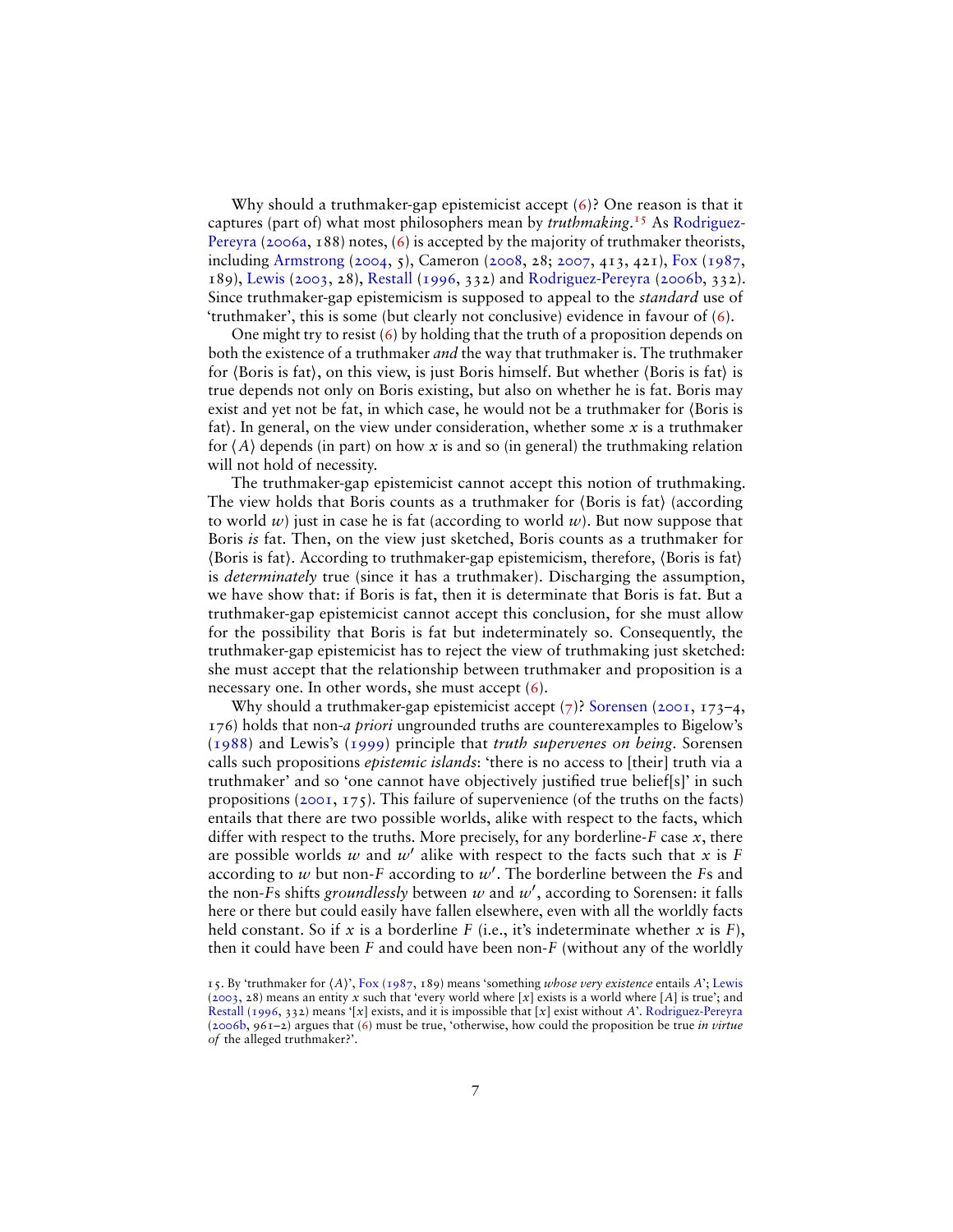Why should a truthmaker-gap epistemicist accept (6)? One reason is that it captures (part of) what most philosophers mean by *truthmaking*.[15] As Rodriguez-Pereyra (2006a, 188) notes, (6) is accepted by the majority of truthmaker theorists, including Armstrong (2004, 5), Cameron (2008, 28; 2007, 413, 421), Fox (1987, 189), Lewis (2003, 28), Restall (1996, 332) and Rodriguez-Pereyra (2006b, 332). Since truthmaker-gap epistemicism is supposed to appeal to the *standard* use of 'truthmaker', this is some (but clearly not conclusive) evidence in favour of (6).

One might try to resist (6) by holding that the truth of a proposition depends on both the existence of a truthmaker *and* the way that truthmaker is. The truthmaker for ⟨Boris is fat⟩, on this view, is just Boris himself. But whether ⟨Boris is fat⟩ is true depends not only on Boris existing, but also on whether he is fat. Boris may exist and yet not be fat, in which case, he would not be a truthmaker for ⟨Boris is fat⟩. In general, on the view under consideration, whether some $x$ is a truthmaker for ⟨$A$⟩ depends (in part) on how $x$ is and so (in general) the truthmaking relation will not hold of necessity.

The truthmaker-gap epistemicist cannot accept this notion of truthmaking. The view holds that Boris counts as a truthmaker for ⟨Boris is fat⟩ (according to world $w$) just in case he is fat (according to world $w$). But now suppose that Boris *is* fat. Then, on the view just sketched, Boris counts as a truthmaker for ⟨Boris is fat⟩. According to truthmaker-gap epistemicism, therefore, ⟨Boris is fat⟩ is *determinately* true (since it has a truthmaker). Discharging the assumption, we have show that: if Boris is fat, then it is determinate that Boris is fat. But a truthmaker-gap epistemicist cannot accept this conclusion, for she must allow for the possibility that Boris is fat but indeterminately so. Consequently, the truthmaker-gap epistemicist has to reject the view of truthmaking just sketched: she must accept that the relationship between truthmaker and proposition is a necessary one. In other words, she must accept (6).

Why should a truthmaker-gap epistemicist accept (7)? Sorensen (2001, 173–4, 176) holds that non-*a priori* ungrounded truths are counterexamples to Bigelow's (1988) and Lewis's (1999) principle that *truth supervenes on being*. Sorensen calls such propositions *epistemic islands*: 'there is no access to [their] truth via a truthmaker' and so 'one cannot have objectively justified true belief[s]' in such propositions (2001, 175). This failure of supervenience (of the truths on the facts) entails that there are two possible worlds, alike with respect to the facts, which differ with respect to the truths. More precisely, for any borderline-$F$ case $x$, there are possible worlds $w$ and $w'$ alike with respect to the facts such that $x$ is $F$ according to $w$ but non-$F$ according to $w'$. The borderline between the $F$s and the non-$F$s shifts *groundlessly* between $w$ and $w'$, according to Sorensen: it falls here or there but could easily have fallen elsewhere, even with all the worldly facts held constant. So if $x$ is a borderline $F$ (i.e., it's indeterminate whether $x$ is $F$), then it could have been $F$ and could have been non-$F$ (without any of the worldly

15. By 'truthmaker for ⟨$A$⟩', Fox (1987, 189) means 'something *whose very existence* entails $A$'; Lewis (2003, 28) means an entity $x$ such that 'every world where [$x$] exists is a world where [$A$] is true'; and Restall (1996, 332) means '[$x$] exists, and it is impossible that [$x$] exist without $A$'. Rodriguez-Pereyra (2006b, 961–2) argues that (6) must be true, 'otherwise, how could the proposition be true *in virtue of* the alleged truthmaker?'.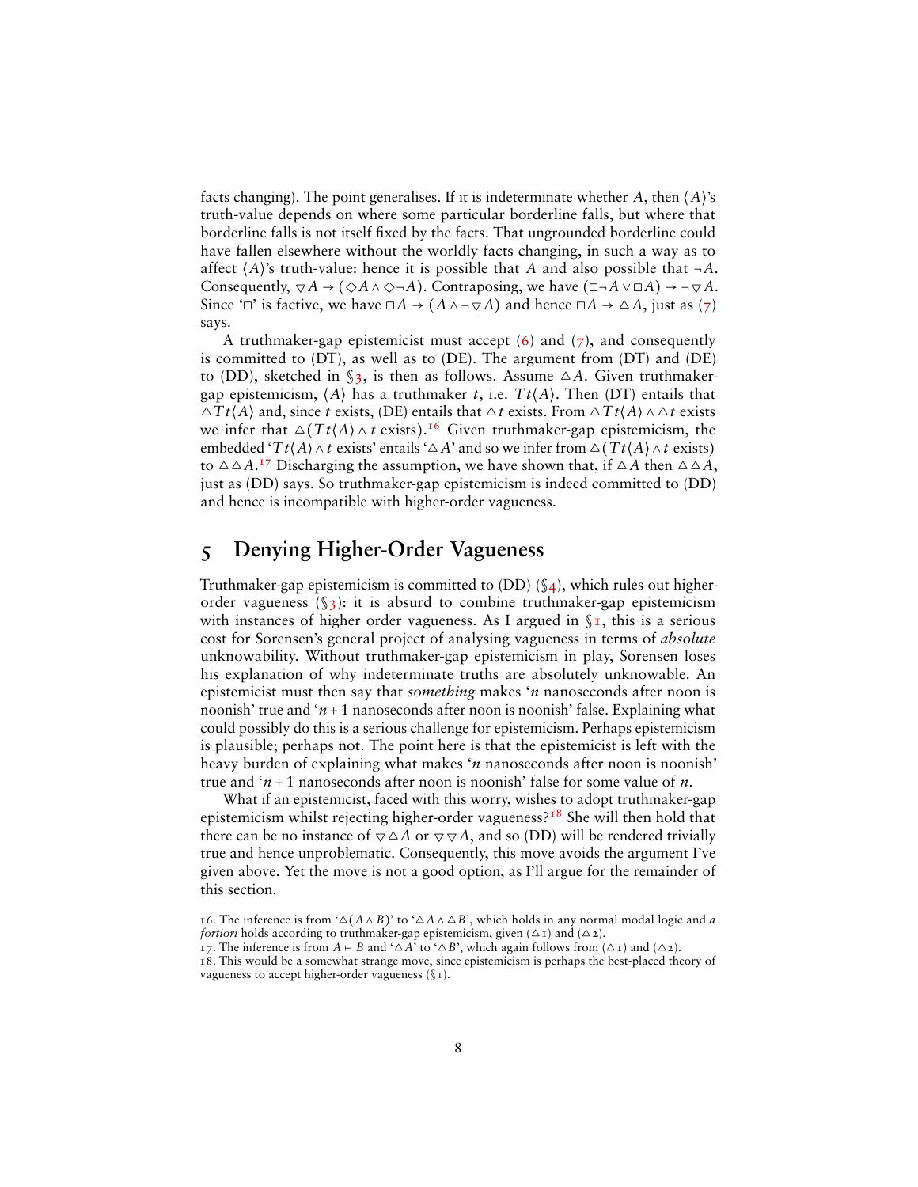facts changing). The point generalises. If it is indeterminate whether $A$, then $\langle A \rangle$'s truth-value depends on where some particular borderline falls, but where that borderline falls is not itself fixed by the facts. That ungrounded borderline could have fallen elsewhere without the worldly facts changing, in such a way as to affect $\langle A \rangle$'s truth-value: hence it is possible that $A$ and also possible that $\neg A$. Consequently, $\triangledown A \to (\Diamond A \wedge \Diamond \neg A)$. Contraposing, we have $(\Box \neg A \vee \Box A) \to \neg \triangledown A$. Since '$\Box$' is factive, we have $\Box A \to (A \wedge \neg \triangledown A)$ and hence $\Box A \to \triangle A$, just as (7) says.

A truthmaker-gap epistemicist must accept (6) and (7), and consequently is committed to (DT), as well as to (DE). The argument from (DT) and (DE) to (DD), sketched in §3, is then as follows. Assume $\triangle A$. Given truthmaker-gap epistemicism, $\langle A \rangle$ has a truthmaker $t$, i.e. $Tt\langle A \rangle$. Then (DT) entails that $\triangle Tt\langle A \rangle$ and, since $t$ exists, (DE) entails that $\triangle t$ exists. From $\triangle Tt\langle A \rangle \wedge \triangle t$ exists we infer that $\triangle(Tt\langle A \rangle \wedge t$ exists).[16] Given truthmaker-gap epistemicism, the embedded '$Tt\langle A \rangle \wedge t$ exists' entails '$\triangle A$' and so we infer from $\triangle(Tt\langle A \rangle \wedge t$ exists) to $\triangle \triangle A$.[17] Discharging the assumption, we have shown that, if $\triangle A$ then $\triangle \triangle A$, just as (DD) says. So truthmaker-gap epistemicism is indeed committed to (DD) and hence is incompatible with higher-order vagueness.

## 5 Denying Higher-Order Vagueness

Truthmaker-gap epistemicism is committed to (DD) (§4), which rules out higher-order vagueness (§3): it is absurd to combine truthmaker-gap epistemicism with instances of higher order vagueness. As I argued in §1, this is a serious cost for Sorensen's general project of analysing vagueness in terms of *absolute* unknowability. Without truthmaker-gap epistemicism in play, Sorensen loses his explanation of why indeterminate truths are absolutely unknowable. An epistemicist must then say that *something* makes '$n$ nanoseconds after noon is noonish' true and '$n+1$ nanoseconds after noon is noonish' false. Explaining what could possibly do this is a serious challenge for epistemicism. Perhaps epistemicism is plausible; perhaps not. The point here is that the epistemicist is left with the heavy burden of explaining what makes '$n$ nanoseconds after noon is noonish' true and '$n+1$ nanoseconds after noon is noonish' false for some value of $n$.

What if an epistemicist, faced with this worry, wishes to adopt truthmaker-gap epistemicism whilst rejecting higher-order vagueness?[18] She will then hold that there can be no instance of $\triangledown \triangle A$ or $\triangledown \triangledown A$, and so (DD) will be rendered trivially true and hence unproblematic. Consequently, this move avoids the argument I've given above. Yet the move is not a good option, as I'll argue for the remainder of this section.

16. The inference is from '$\triangle(A \wedge B)$' to '$\triangle A \wedge \triangle B$', which holds in any normal modal logic and *a fortiori* holds according to truthmaker-gap epistemicism, given ($\triangle$1) and ($\triangle$2).

17. The inference is from $A \vdash B$ and '$\triangle A$' to '$\triangle B$', which again follows from ($\triangle$1) and ($\triangle$2).

18. This would be a somewhat strange move, since epistemicism is perhaps the best-placed theory of vagueness to accept higher-order vagueness (§1).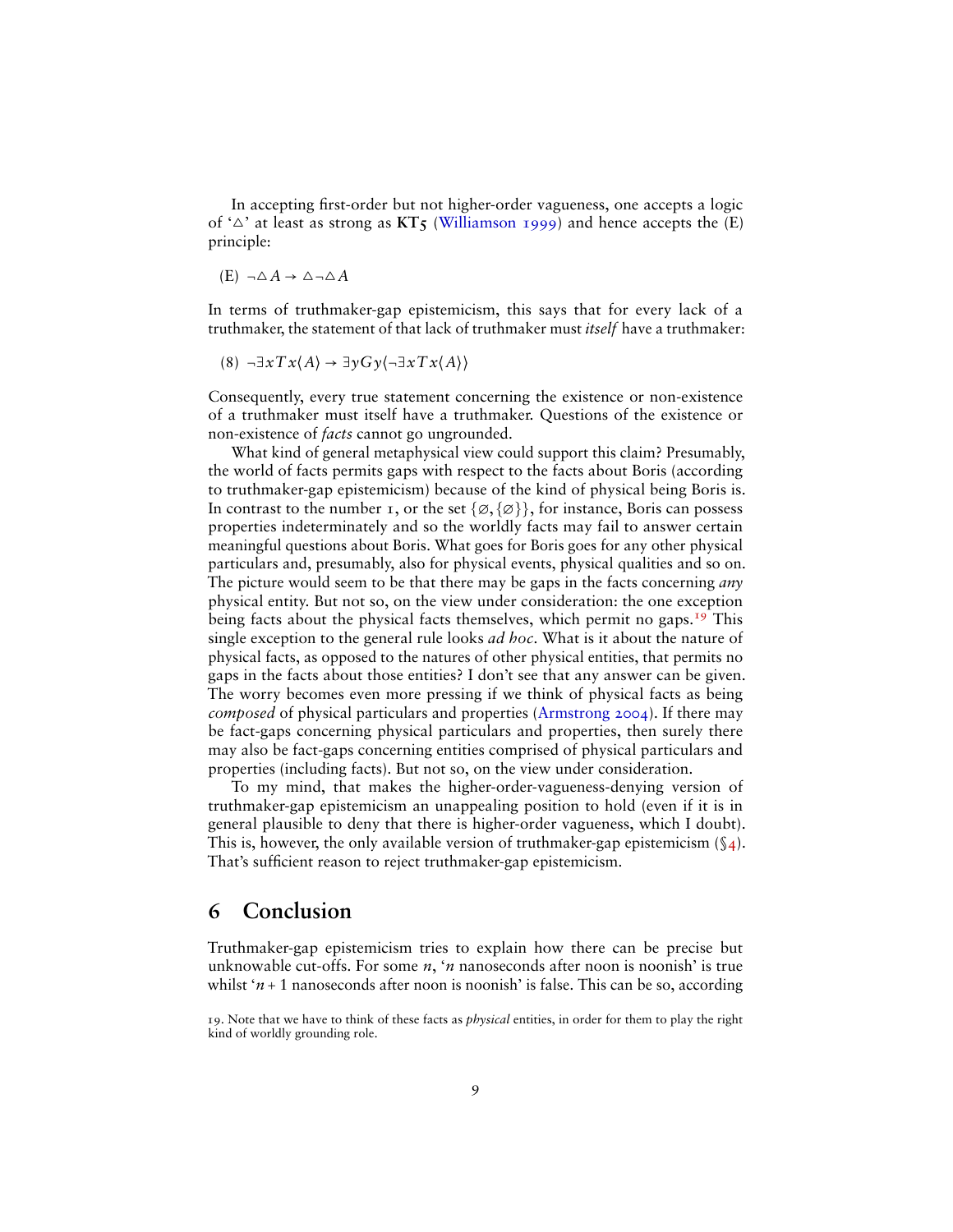In accepting first-order but not higher-order vagueness, one accepts a logic of '$\triangle$' at least as strong as **KT5** (Williamson 1999) and hence accepts the (E) principle:

(E) $\neg\triangle A \rightarrow \triangle\neg\triangle A$

In terms of truthmaker-gap epistemicism, this says that for every lack of a truthmaker, the statement of that lack of truthmaker must *itself* have a truthmaker:

(8) $\neg\exists x T x\langle A\rangle \rightarrow \exists y G y\langle\neg\exists x T x\langle A\rangle\rangle$

Consequently, every true statement concerning the existence or non-existence of a truthmaker must itself have a truthmaker. Questions of the existence or non-existence of *facts* cannot go ungrounded.

What kind of general metaphysical view could support this claim? Presumably, the world of facts permits gaps with respect to the facts about Boris (according to truthmaker-gap epistemicism) because of the kind of physical being Boris is. In contrast to the number 1, or the set $\{\varnothing, \{\varnothing\}\}$, for instance, Boris can possess properties indeterminately and so the worldly facts may fail to answer certain meaningful questions about Boris. What goes for Boris goes for any other physical particulars and, presumably, also for physical events, physical qualities and so on. The picture would seem to be that there may be gaps in the facts concerning *any* physical entity. But not so, on the view under consideration: the one exception being facts about the physical facts themselves, which permit no gaps.[19] This single exception to the general rule looks *ad hoc*. What is it about the nature of physical facts, as opposed to the natures of other physical entities, that permits no gaps in the facts about those entities? I don't see that any answer can be given. The worry becomes even more pressing if we think of physical facts as being *composed* of physical particulars and properties (Armstrong 2004). If there may be fact-gaps concerning physical particulars and properties, then surely there may also be fact-gaps concerning entities comprised of physical particulars and properties (including facts). But not so, on the view under consideration.

To my mind, that makes the higher-order-vagueness-denying version of truthmaker-gap epistemicism an unappealing position to hold (even if it is in general plausible to deny that there is higher-order vagueness, which I doubt). This is, however, the only available version of truthmaker-gap epistemicism (§4). That's sufficient reason to reject truthmaker-gap epistemicism.

## 6 Conclusion

Truthmaker-gap epistemicism tries to explain how there can be precise but unknowable cut-offs. For some $n$, '$n$ nanoseconds after noon is noonish' is true whilst '$n+1$ nanoseconds after noon is noonish' is false. This can be so, according

19. Note that we have to think of these facts as *physical* entities, in order for them to play the right kind of worldly grounding role.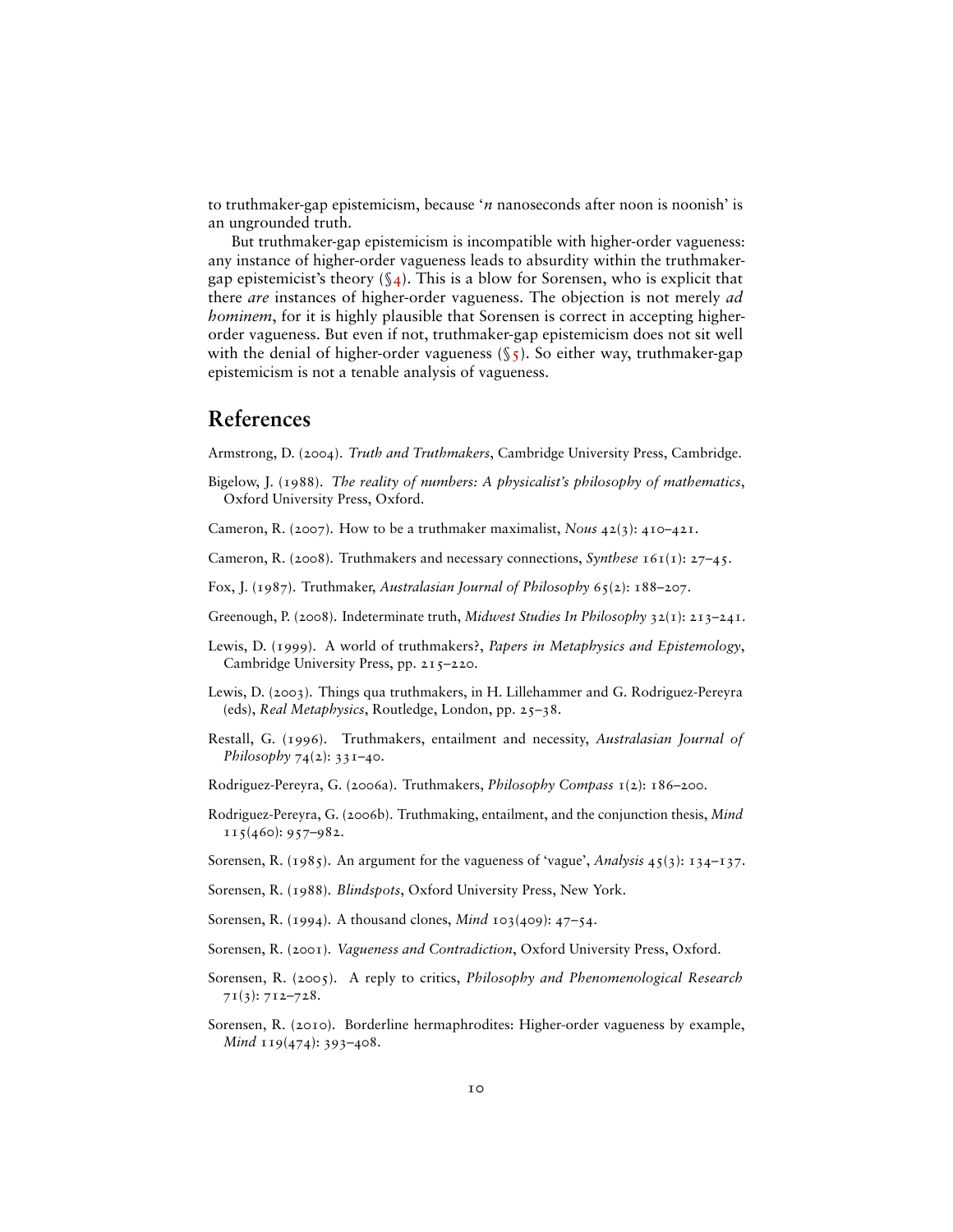to truthmaker-gap epistemicism, because '*n* nanoseconds after noon is noonish' is an ungrounded truth.

But truthmaker-gap epistemicism is incompatible with higher-order vagueness: any instance of higher-order vagueness leads to absurdity within the truthmaker-gap epistemicist's theory (§4). This is a blow for Sorensen, who is explicit that there *are* instances of higher-order vagueness. The objection is not merely *ad hominem*, for it is highly plausible that Sorensen is correct in accepting higher-order vagueness. But even if not, truthmaker-gap epistemicism does not sit well with the denial of higher-order vagueness (§5). So either way, truthmaker-gap epistemicism is not a tenable analysis of vagueness.

## References

Armstrong, D. (2004). *Truth and Truthmakers*, Cambridge University Press, Cambridge.

Bigelow, J. (1988). *The reality of numbers: A physicalist's philosophy of mathematics*, Oxford University Press, Oxford.

Cameron, R. (2007). How to be a truthmaker maximalist, *Nous* 42(3): 410–421.

Cameron, R. (2008). Truthmakers and necessary connections, *Synthese* 161(1): 27–45.

Fox, J. (1987). Truthmaker, *Australasian Journal of Philosophy* 65(2): 188–207.

Greenough, P. (2008). Indeterminate truth, *Midwest Studies In Philosophy* 32(1): 213–241.

Lewis, D. (1999). A world of truthmakers?, *Papers in Metaphysics and Epistemology*, Cambridge University Press, pp. 215–220.

Lewis, D. (2003). Things qua truthmakers, in H. Lillehammer and G. Rodriguez-Pereyra (eds), *Real Metaphysics*, Routledge, London, pp. 25–38.

Restall, G. (1996). Truthmakers, entailment and necessity, *Australasian Journal of Philosophy* 74(2): 331–40.

Rodriguez-Pereyra, G. (2006a). Truthmakers, *Philosophy Compass* 1(2): 186–200.

Rodriguez-Pereyra, G. (2006b). Truthmaking, entailment, and the conjunction thesis, *Mind* 115(460): 957–982.

Sorensen, R. (1985). An argument for the vagueness of 'vague', *Analysis* 45(3): 134–137.

Sorensen, R. (1988). *Blindspots*, Oxford University Press, New York.

Sorensen, R. (1994). A thousand clones, *Mind* 103(409): 47–54.

Sorensen, R. (2001). *Vagueness and Contradiction*, Oxford University Press, Oxford.

Sorensen, R. (2005). A reply to critics, *Philosophy and Phenomenological Research* 71(3): 712–728.

Sorensen, R. (2010). Borderline hermaphrodites: Higher-order vagueness by example, *Mind* 119(474): 393–408.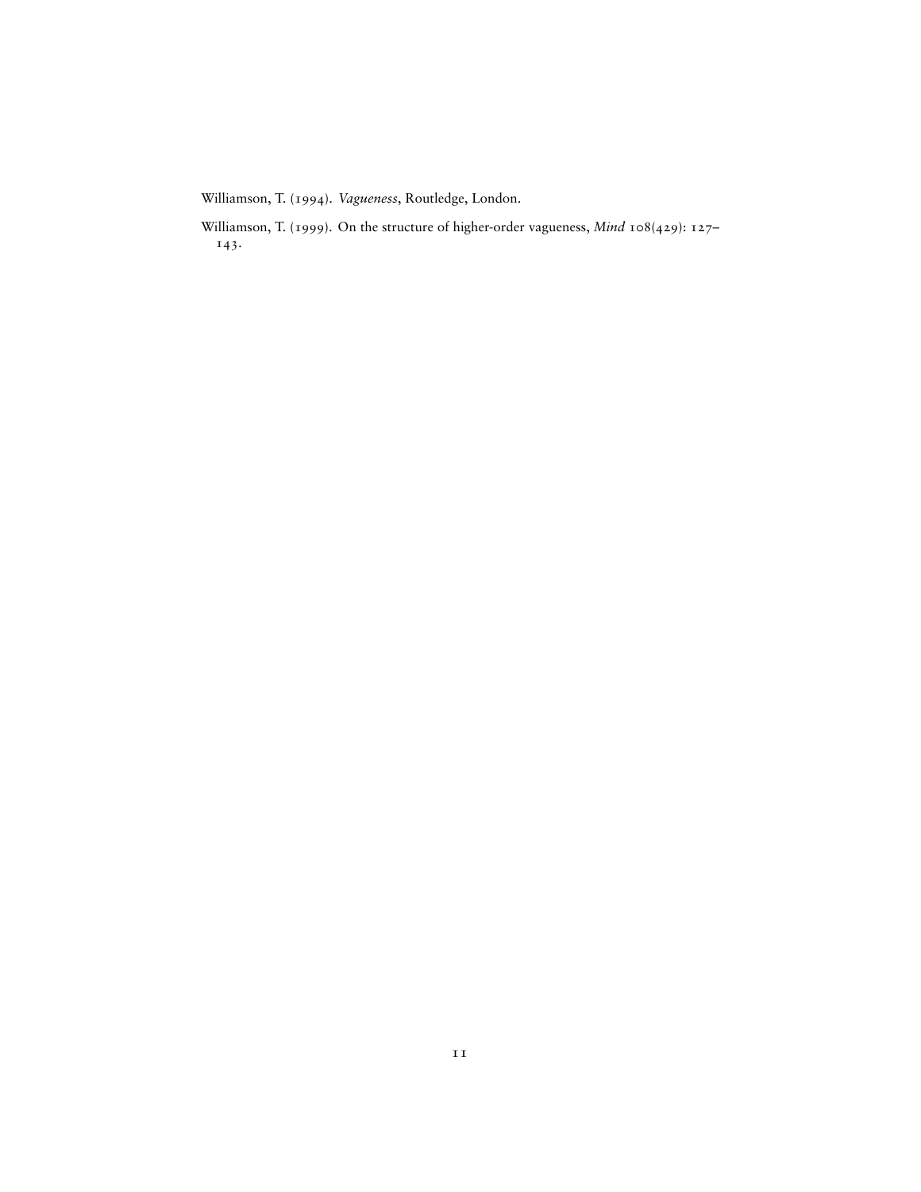Williamson, T. (1994). *Vagueness*, Routledge, London.

Williamson, T. (1999). On the structure of higher-order vagueness, *Mind* 108(429): 127–143.